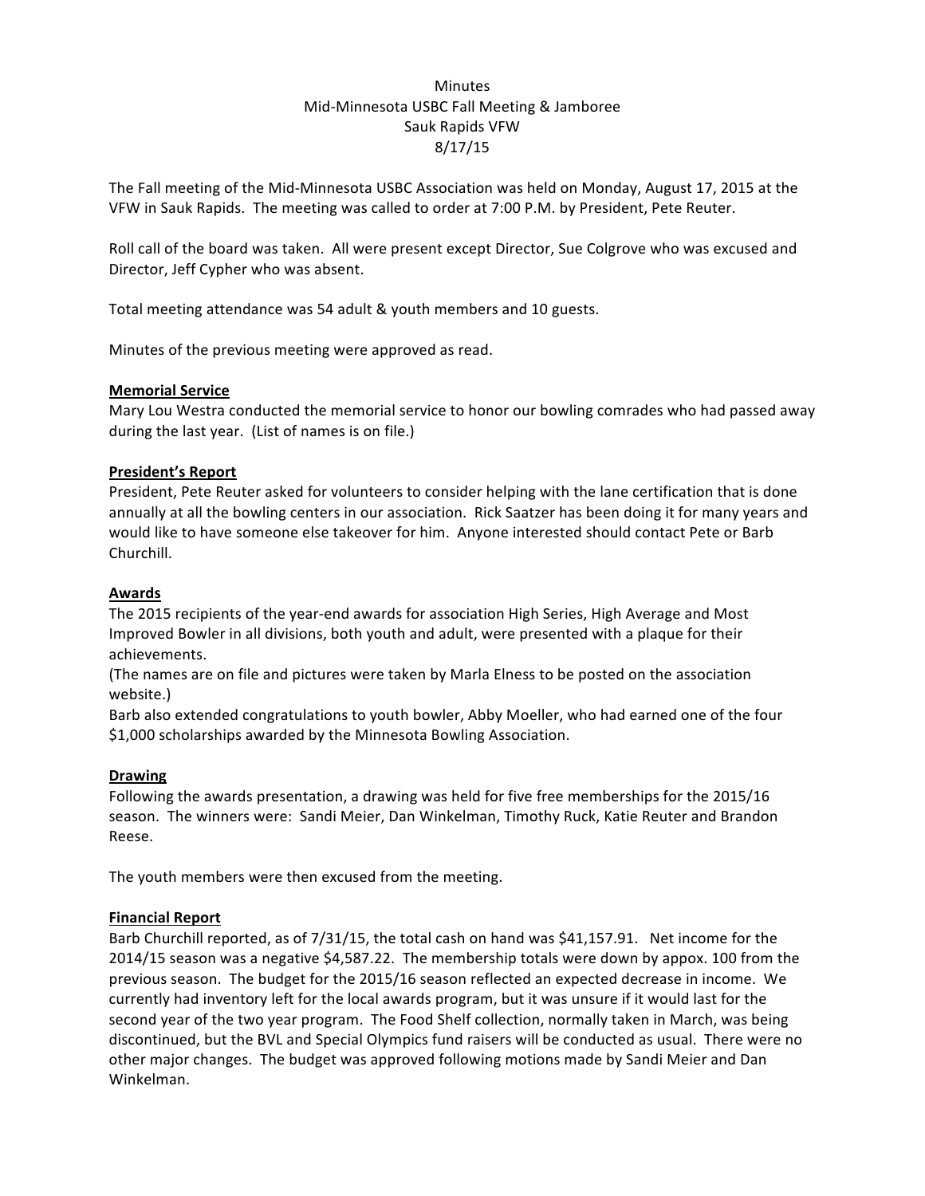Minutes
Mid-Minnesota USBC Fall Meeting & Jamboree
Sauk Rapids VFW
8/17/15

The Fall meeting of the Mid-Minnesota USBC Association was held on Monday, August 17, 2015 at the VFW in Sauk Rapids. The meeting was called to order at 7:00 P.M. by President, Pete Reuter.

Roll call of the board was taken. All were present except Director, Sue Colgrove who was excused and Director, Jeff Cypher who was absent.

Total meeting attendance was 54 adult & youth members and 10 guests.

Minutes of the previous meeting were approved as read.

**Memorial Service**
Mary Lou Westra conducted the memorial service to honor our bowling comrades who had passed away during the last year. (List of names is on file.)

**President's Report**
President, Pete Reuter asked for volunteers to consider helping with the lane certification that is done annually at all the bowling centers in our association. Rick Saatzer has been doing it for many years and would like to have someone else takeover for him. Anyone interested should contact Pete or Barb Churchill.

**Awards**
The 2015 recipients of the year-end awards for association High Series, High Average and Most Improved Bowler in all divisions, both youth and adult, were presented with a plaque for their achievements.
(The names are on file and pictures were taken by Marla Elness to be posted on the association website.)
Barb also extended congratulations to youth bowler, Abby Moeller, who had earned one of the four $1,000 scholarships awarded by the Minnesota Bowling Association.

**Drawing**
Following the awards presentation, a drawing was held for five free memberships for the 2015/16 season. The winners were: Sandi Meier, Dan Winkelman, Timothy Ruck, Katie Reuter and Brandon Reese.

The youth members were then excused from the meeting.

**Financial Report**
Barb Churchill reported, as of 7/31/15, the total cash on hand was $41,157.91. Net income for the 2014/15 season was a negative $4,587.22. The membership totals were down by appox. 100 from the previous season. The budget for the 2015/16 season reflected an expected decrease in income. We currently had inventory left for the local awards program, but it was unsure if it would last for the second year of the two year program. The Food Shelf collection, normally taken in March, was being discontinued, but the BVL and Special Olympics fund raisers will be conducted as usual. There were no other major changes. The budget was approved following motions made by Sandi Meier and Dan Winkelman.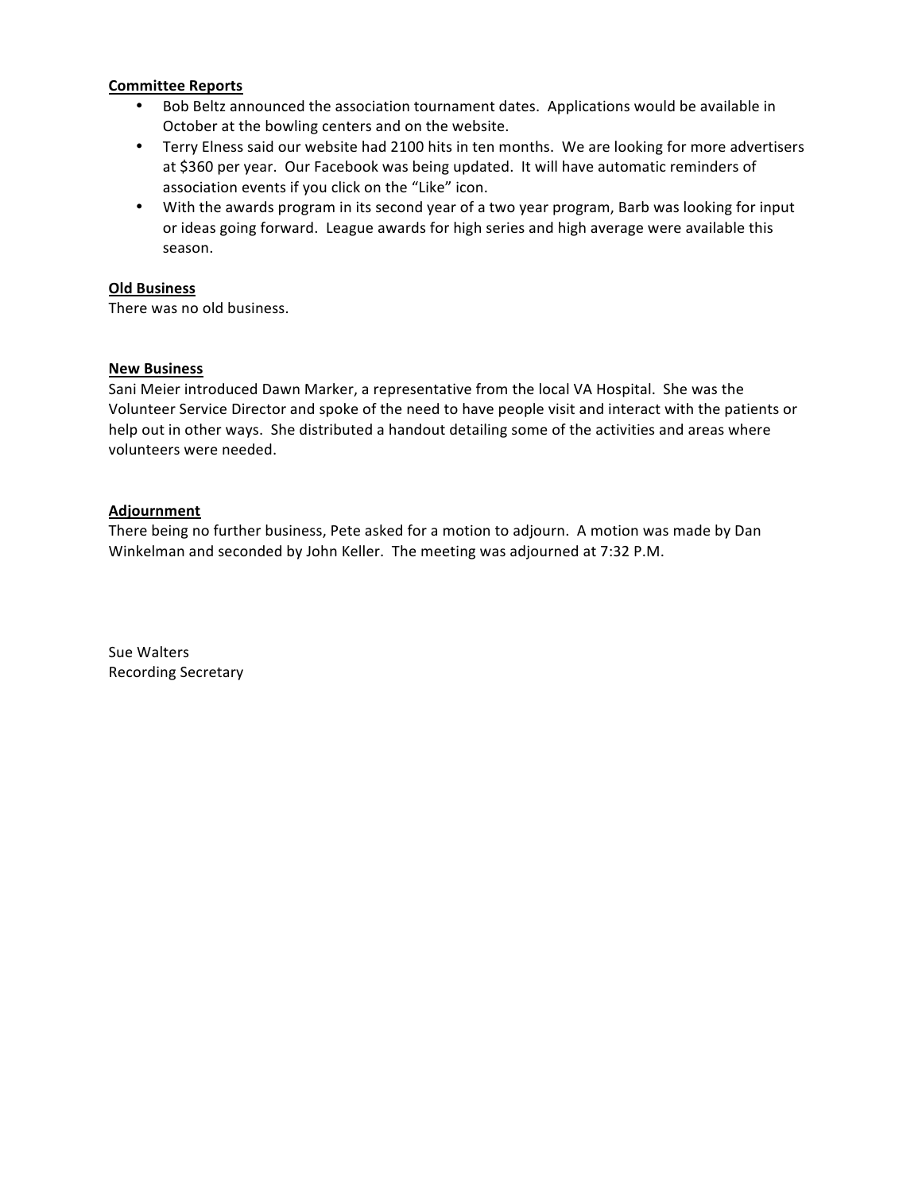**Committee Reports**

- Bob Beltz announced the association tournament dates. Applications would be available in October at the bowling centers and on the website.
- Terry Elness said our website had 2100 hits in ten months. We are looking for more advertisers at $360 per year. Our Facebook was being updated. It will have automatic reminders of association events if you click on the "Like" icon.
- With the awards program in its second year of a two year program, Barb was looking for input or ideas going forward. League awards for high series and high average were available this season.

**Old Business**

There was no old business.

**New Business**

Sani Meier introduced Dawn Marker, a representative from the local VA Hospital. She was the Volunteer Service Director and spoke of the need to have people visit and interact with the patients or help out in other ways. She distributed a handout detailing some of the activities and areas where volunteers were needed.

**Adjournment**

There being no further business, Pete asked for a motion to adjourn. A motion was made by Dan Winkelman and seconded by John Keller. The meeting was adjourned at 7:32 P.M.

Sue Walters
Recording Secretary